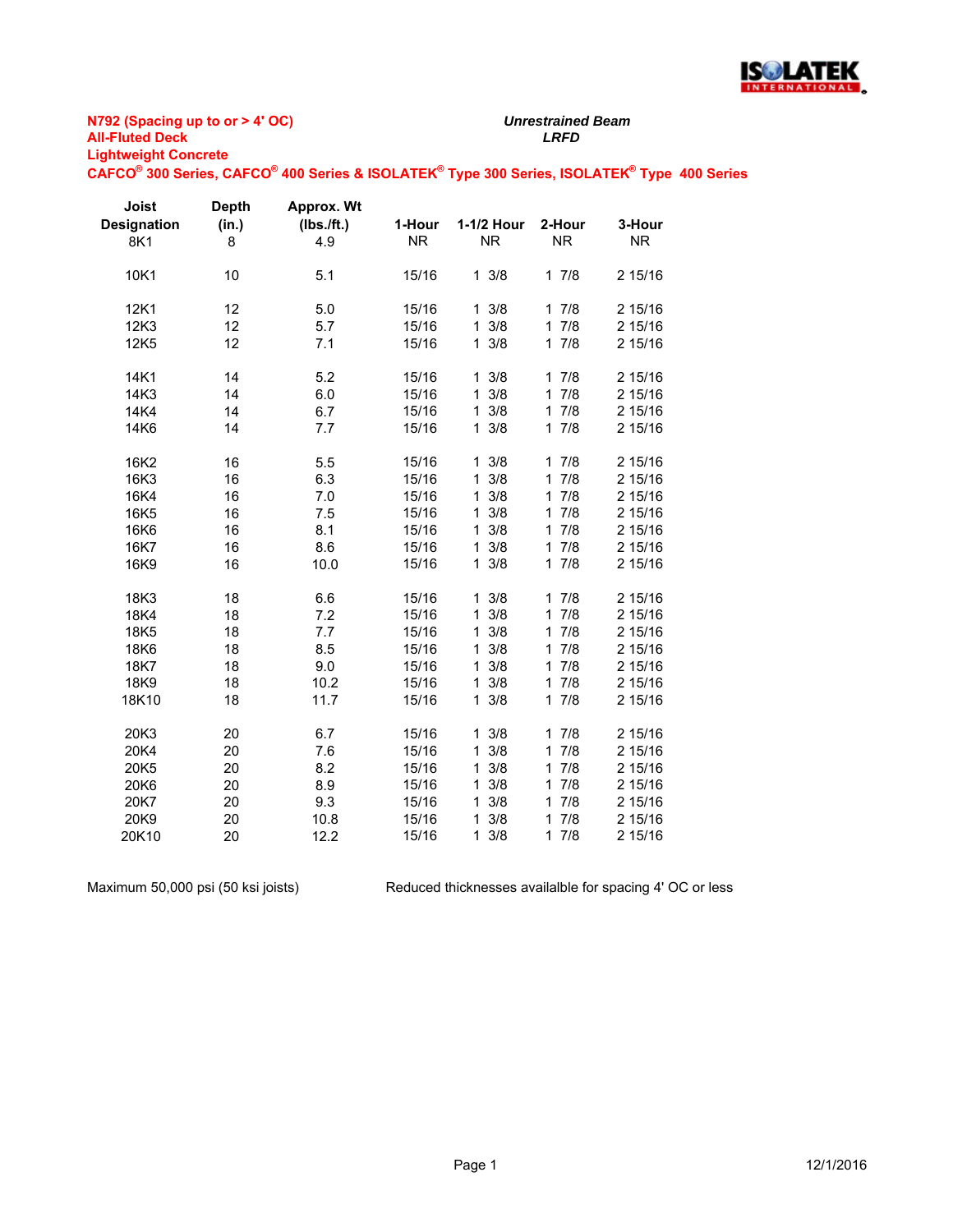**N792 (Spacing up to or > 4' OC)**
**All-Fluted Deck**
**Lightweight Concrete**
**CAFCO® 300 Series, CAFCO® 400 Series & ISOLATEK® Type 300 Series, ISOLATEK® Type 400 Series**

*Unrestrained Beam*
*LRFD*

| Joist Designation | Depth (in.) | Approx. Wt (lbs./ft.) | 1-Hour | 1-1/2 Hour | 2-Hour | 3-Hour |
|---|---|---|---|---|---|---|
| 8K1 | 8 | 4.9 | NR | NR | NR | NR |
| 10K1 | 10 | 5.1 | 15/16 | 1 3/8 | 1 7/8 | 2 15/16 |
| 12K1 | 12 | 5.0 | 15/16 | 1 3/8 | 1 7/8 | 2 15/16 |
| 12K3 | 12 | 5.7 | 15/16 | 1 3/8 | 1 7/8 | 2 15/16 |
| 12K5 | 12 | 7.1 | 15/16 | 1 3/8 | 1 7/8 | 2 15/16 |
| 14K1 | 14 | 5.2 | 15/16 | 1 3/8 | 1 7/8 | 2 15/16 |
| 14K3 | 14 | 6.0 | 15/16 | 1 3/8 | 1 7/8 | 2 15/16 |
| 14K4 | 14 | 6.7 | 15/16 | 1 3/8 | 1 7/8 | 2 15/16 |
| 14K6 | 14 | 7.7 | 15/16 | 1 3/8 | 1 7/8 | 2 15/16 |
| 16K2 | 16 | 5.5 | 15/16 | 1 3/8 | 1 7/8 | 2 15/16 |
| 16K3 | 16 | 6.3 | 15/16 | 1 3/8 | 1 7/8 | 2 15/16 |
| 16K4 | 16 | 7.0 | 15/16 | 1 3/8 | 1 7/8 | 2 15/16 |
| 16K5 | 16 | 7.5 | 15/16 | 1 3/8 | 1 7/8 | 2 15/16 |
| 16K6 | 16 | 8.1 | 15/16 | 1 3/8 | 1 7/8 | 2 15/16 |
| 16K7 | 16 | 8.6 | 15/16 | 1 3/8 | 1 7/8 | 2 15/16 |
| 16K9 | 16 | 10.0 | 15/16 | 1 3/8 | 1 7/8 | 2 15/16 |
| 18K3 | 18 | 6.6 | 15/16 | 1 3/8 | 1 7/8 | 2 15/16 |
| 18K4 | 18 | 7.2 | 15/16 | 1 3/8 | 1 7/8 | 2 15/16 |
| 18K5 | 18 | 7.7 | 15/16 | 1 3/8 | 1 7/8 | 2 15/16 |
| 18K6 | 18 | 8.5 | 15/16 | 1 3/8 | 1 7/8 | 2 15/16 |
| 18K7 | 18 | 9.0 | 15/16 | 1 3/8 | 1 7/8 | 2 15/16 |
| 18K9 | 18 | 10.2 | 15/16 | 1 3/8 | 1 7/8 | 2 15/16 |
| 18K10 | 18 | 11.7 | 15/16 | 1 3/8 | 1 7/8 | 2 15/16 |
| 20K3 | 20 | 6.7 | 15/16 | 1 3/8 | 1 7/8 | 2 15/16 |
| 20K4 | 20 | 7.6 | 15/16 | 1 3/8 | 1 7/8 | 2 15/16 |
| 20K5 | 20 | 8.2 | 15/16 | 1 3/8 | 1 7/8 | 2 15/16 |
| 20K6 | 20 | 8.9 | 15/16 | 1 3/8 | 1 7/8 | 2 15/16 |
| 20K7 | 20 | 9.3 | 15/16 | 1 3/8 | 1 7/8 | 2 15/16 |
| 20K9 | 20 | 10.8 | 15/16 | 1 3/8 | 1 7/8 | 2 15/16 |
| 20K10 | 20 | 12.2 | 15/16 | 1 3/8 | 1 7/8 | 2 15/16 |

Maximum 50,000 psi (50 ksi joists)

Reduced thicknesses availalble for spacing 4' OC or less

12/1/2016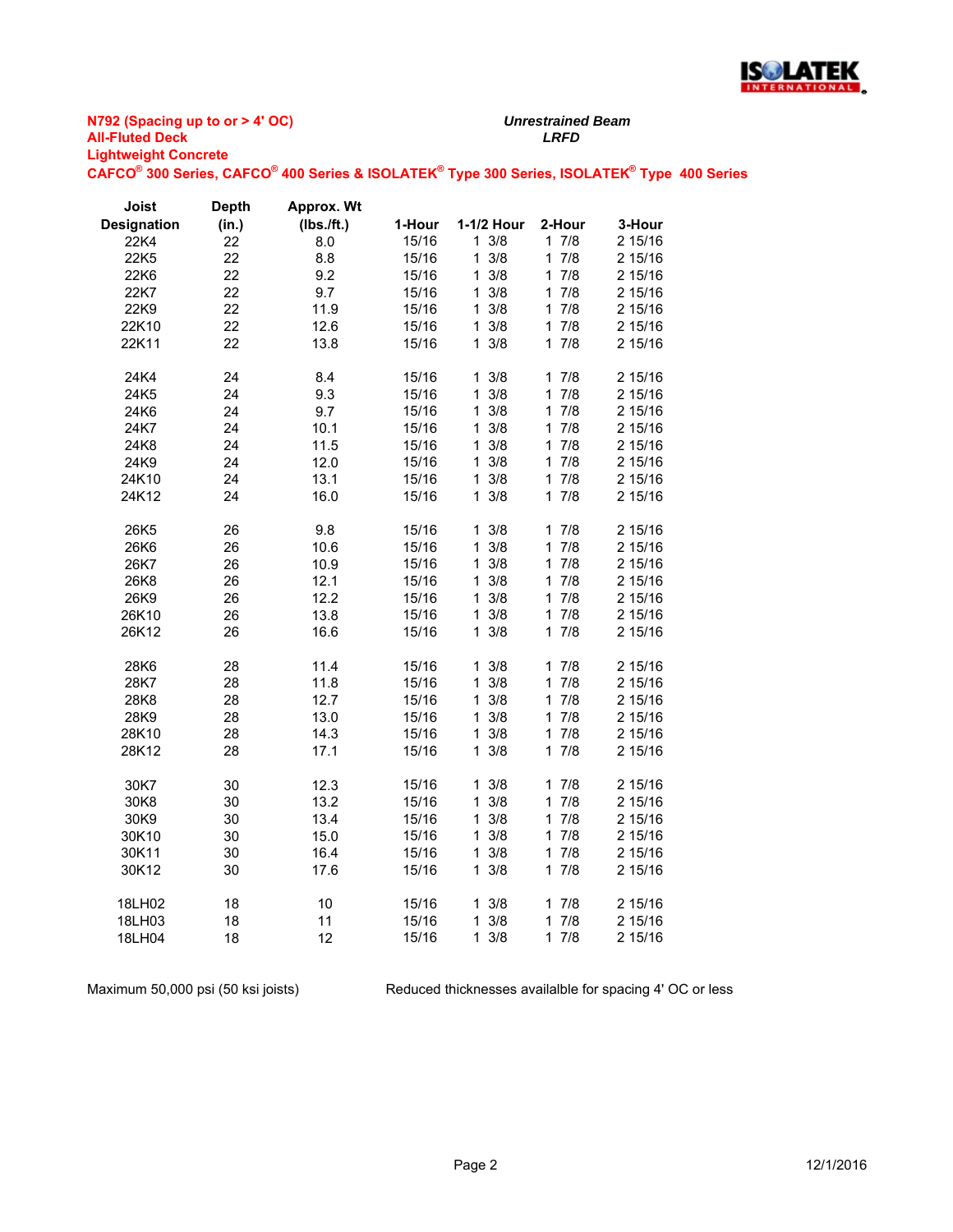**N792 (Spacing up to or > 4' OC)**
**All-Fluted Deck**
**Lightweight Concrete**
**CAFCO® 300 Series, CAFCO® 400 Series & ISOLATEK® Type 300 Series, ISOLATEK® Type 400 Series**

***Unrestrained Beam***
***LRFD***

| Joist Designation | Depth (in.) | Approx. Wt (lbs./ft.) | 1-Hour | 1-1/2 Hour | 2-Hour | 3-Hour |
|---|---|---|---|---|---|---|
| 22K4 | 22 | 8.0 | 15/16 | 1 3/8 | 1 7/8 | 2 15/16 |
| 22K5 | 22 | 8.8 | 15/16 | 1 3/8 | 1 7/8 | 2 15/16 |
| 22K6 | 22 | 9.2 | 15/16 | 1 3/8 | 1 7/8 | 2 15/16 |
| 22K7 | 22 | 9.7 | 15/16 | 1 3/8 | 1 7/8 | 2 15/16 |
| 22K9 | 22 | 11.9 | 15/16 | 1 3/8 | 1 7/8 | 2 15/16 |
| 22K10 | 22 | 12.6 | 15/16 | 1 3/8 | 1 7/8 | 2 15/16 |
| 22K11 | 22 | 13.8 | 15/16 | 1 3/8 | 1 7/8 | 2 15/16 |
| | | | | | | |
| 24K4 | 24 | 8.4 | 15/16 | 1 3/8 | 1 7/8 | 2 15/16 |
| 24K5 | 24 | 9.3 | 15/16 | 1 3/8 | 1 7/8 | 2 15/16 |
| 24K6 | 24 | 9.7 | 15/16 | 1 3/8 | 1 7/8 | 2 15/16 |
| 24K7 | 24 | 10.1 | 15/16 | 1 3/8 | 1 7/8 | 2 15/16 |
| 24K8 | 24 | 11.5 | 15/16 | 1 3/8 | 1 7/8 | 2 15/16 |
| 24K9 | 24 | 12.0 | 15/16 | 1 3/8 | 1 7/8 | 2 15/16 |
| 24K10 | 24 | 13.1 | 15/16 | 1 3/8 | 1 7/8 | 2 15/16 |
| 24K12 | 24 | 16.0 | 15/16 | 1 3/8 | 1 7/8 | 2 15/16 |
| | | | | | | |
| 26K5 | 26 | 9.8 | 15/16 | 1 3/8 | 1 7/8 | 2 15/16 |
| 26K6 | 26 | 10.6 | 15/16 | 1 3/8 | 1 7/8 | 2 15/16 |
| 26K7 | 26 | 10.9 | 15/16 | 1 3/8 | 1 7/8 | 2 15/16 |
| 26K8 | 26 | 12.1 | 15/16 | 1 3/8 | 1 7/8 | 2 15/16 |
| 26K9 | 26 | 12.2 | 15/16 | 1 3/8 | 1 7/8 | 2 15/16 |
| 26K10 | 26 | 13.8 | 15/16 | 1 3/8 | 1 7/8 | 2 15/16 |
| 26K12 | 26 | 16.6 | 15/16 | 1 3/8 | 1 7/8 | 2 15/16 |
| | | | | | | |
| 28K6 | 28 | 11.4 | 15/16 | 1 3/8 | 1 7/8 | 2 15/16 |
| 28K7 | 28 | 11.8 | 15/16 | 1 3/8 | 1 7/8 | 2 15/16 |
| 28K8 | 28 | 12.7 | 15/16 | 1 3/8 | 1 7/8 | 2 15/16 |
| 28K9 | 28 | 13.0 | 15/16 | 1 3/8 | 1 7/8 | 2 15/16 |
| 28K10 | 28 | 14.3 | 15/16 | 1 3/8 | 1 7/8 | 2 15/16 |
| 28K12 | 28 | 17.1 | 15/16 | 1 3/8 | 1 7/8 | 2 15/16 |
| | | | | | | |
| 30K7 | 30 | 12.3 | 15/16 | 1 3/8 | 1 7/8 | 2 15/16 |
| 30K8 | 30 | 13.2 | 15/16 | 1 3/8 | 1 7/8 | 2 15/16 |
| 30K9 | 30 | 13.4 | 15/16 | 1 3/8 | 1 7/8 | 2 15/16 |
| 30K10 | 30 | 15.0 | 15/16 | 1 3/8 | 1 7/8 | 2 15/16 |
| 30K11 | 30 | 16.4 | 15/16 | 1 3/8 | 1 7/8 | 2 15/16 |
| 30K12 | 30 | 17.6 | 15/16 | 1 3/8 | 1 7/8 | 2 15/16 |
| | | | | | | |
| 18LH02 | 18 | 10 | 15/16 | 1 3/8 | 1 7/8 | 2 15/16 |
| 18LH03 | 18 | 11 | 15/16 | 1 3/8 | 1 7/8 | 2 15/16 |
| 18LH04 | 18 | 12 | 15/16 | 1 3/8 | 1 7/8 | 2 15/16 |

Maximum 50,000 psi (50 ksi joists)

Reduced thicknesses availalble for spacing 4' OC or less

12/1/2016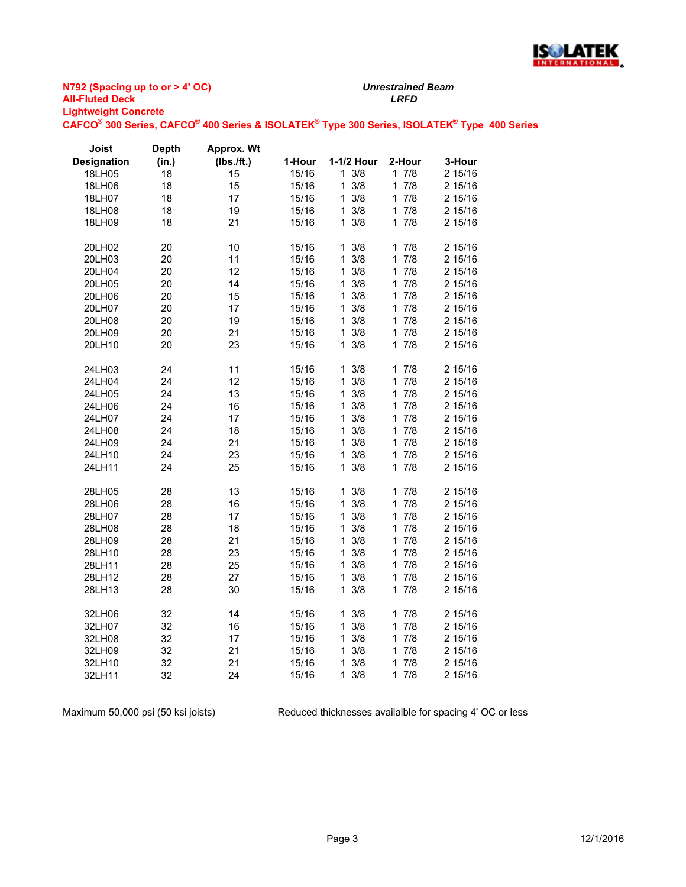**N792 (Spacing up to or > 4' OC)**
**All-Fluted Deck**
**Lightweight Concrete**
**CAFCO® 300 Series, CAFCO® 400 Series & ISOLATEK® Type 300 Series, ISOLATEK® Type 400 Series**

***Unrestrained Beam***
***LRFD***

| Joist Designation | Depth (in.) | Approx. Wt (lbs./ft.) | 1-Hour | 1-1/2 Hour | 2-Hour | 3-Hour |
|---|---|---|---|---|---|---|
| 18LH05 | 18 | 15 | 15/16 | 1 3/8 | 1 7/8 | 2 15/16 |
| 18LH06 | 18 | 15 | 15/16 | 1 3/8 | 1 7/8 | 2 15/16 |
| 18LH07 | 18 | 17 | 15/16 | 1 3/8 | 1 7/8 | 2 15/16 |
| 18LH08 | 18 | 19 | 15/16 | 1 3/8 | 1 7/8 | 2 15/16 |
| 18LH09 | 18 | 21 | 15/16 | 1 3/8 | 1 7/8 | 2 15/16 |
| | | | | | | |
| 20LH02 | 20 | 10 | 15/16 | 1 3/8 | 1 7/8 | 2 15/16 |
| 20LH03 | 20 | 11 | 15/16 | 1 3/8 | 1 7/8 | 2 15/16 |
| 20LH04 | 20 | 12 | 15/16 | 1 3/8 | 1 7/8 | 2 15/16 |
| 20LH05 | 20 | 14 | 15/16 | 1 3/8 | 1 7/8 | 2 15/16 |
| 20LH06 | 20 | 15 | 15/16 | 1 3/8 | 1 7/8 | 2 15/16 |
| 20LH07 | 20 | 17 | 15/16 | 1 3/8 | 1 7/8 | 2 15/16 |
| 20LH08 | 20 | 19 | 15/16 | 1 3/8 | 1 7/8 | 2 15/16 |
| 20LH09 | 20 | 21 | 15/16 | 1 3/8 | 1 7/8 | 2 15/16 |
| 20LH10 | 20 | 23 | 15/16 | 1 3/8 | 1 7/8 | 2 15/16 |
| | | | | | | |
| 24LH03 | 24 | 11 | 15/16 | 1 3/8 | 1 7/8 | 2 15/16 |
| 24LH04 | 24 | 12 | 15/16 | 1 3/8 | 1 7/8 | 2 15/16 |
| 24LH05 | 24 | 13 | 15/16 | 1 3/8 | 1 7/8 | 2 15/16 |
| 24LH06 | 24 | 16 | 15/16 | 1 3/8 | 1 7/8 | 2 15/16 |
| 24LH07 | 24 | 17 | 15/16 | 1 3/8 | 1 7/8 | 2 15/16 |
| 24LH08 | 24 | 18 | 15/16 | 1 3/8 | 1 7/8 | 2 15/16 |
| 24LH09 | 24 | 21 | 15/16 | 1 3/8 | 1 7/8 | 2 15/16 |
| 24LH10 | 24 | 23 | 15/16 | 1 3/8 | 1 7/8 | 2 15/16 |
| 24LH11 | 24 | 25 | 15/16 | 1 3/8 | 1 7/8 | 2 15/16 |
| | | | | | | |
| 28LH05 | 28 | 13 | 15/16 | 1 3/8 | 1 7/8 | 2 15/16 |
| 28LH06 | 28 | 16 | 15/16 | 1 3/8 | 1 7/8 | 2 15/16 |
| 28LH07 | 28 | 17 | 15/16 | 1 3/8 | 1 7/8 | 2 15/16 |
| 28LH08 | 28 | 18 | 15/16 | 1 3/8 | 1 7/8 | 2 15/16 |
| 28LH09 | 28 | 21 | 15/16 | 1 3/8 | 1 7/8 | 2 15/16 |
| 28LH10 | 28 | 23 | 15/16 | 1 3/8 | 1 7/8 | 2 15/16 |
| 28LH11 | 28 | 25 | 15/16 | 1 3/8 | 1 7/8 | 2 15/16 |
| 28LH12 | 28 | 27 | 15/16 | 1 3/8 | 1 7/8 | 2 15/16 |
| 28LH13 | 28 | 30 | 15/16 | 1 3/8 | 1 7/8 | 2 15/16 |
| | | | | | | |
| 32LH06 | 32 | 14 | 15/16 | 1 3/8 | 1 7/8 | 2 15/16 |
| 32LH07 | 32 | 16 | 15/16 | 1 3/8 | 1 7/8 | 2 15/16 |
| 32LH08 | 32 | 17 | 15/16 | 1 3/8 | 1 7/8 | 2 15/16 |
| 32LH09 | 32 | 21 | 15/16 | 1 3/8 | 1 7/8 | 2 15/16 |
| 32LH10 | 32 | 21 | 15/16 | 1 3/8 | 1 7/8 | 2 15/16 |
| 32LH11 | 32 | 24 | 15/16 | 1 3/8 | 1 7/8 | 2 15/16 |

Maximum 50,000 psi (50 ksi joists)

Reduced thicknesses availalble for spacing 4' OC or less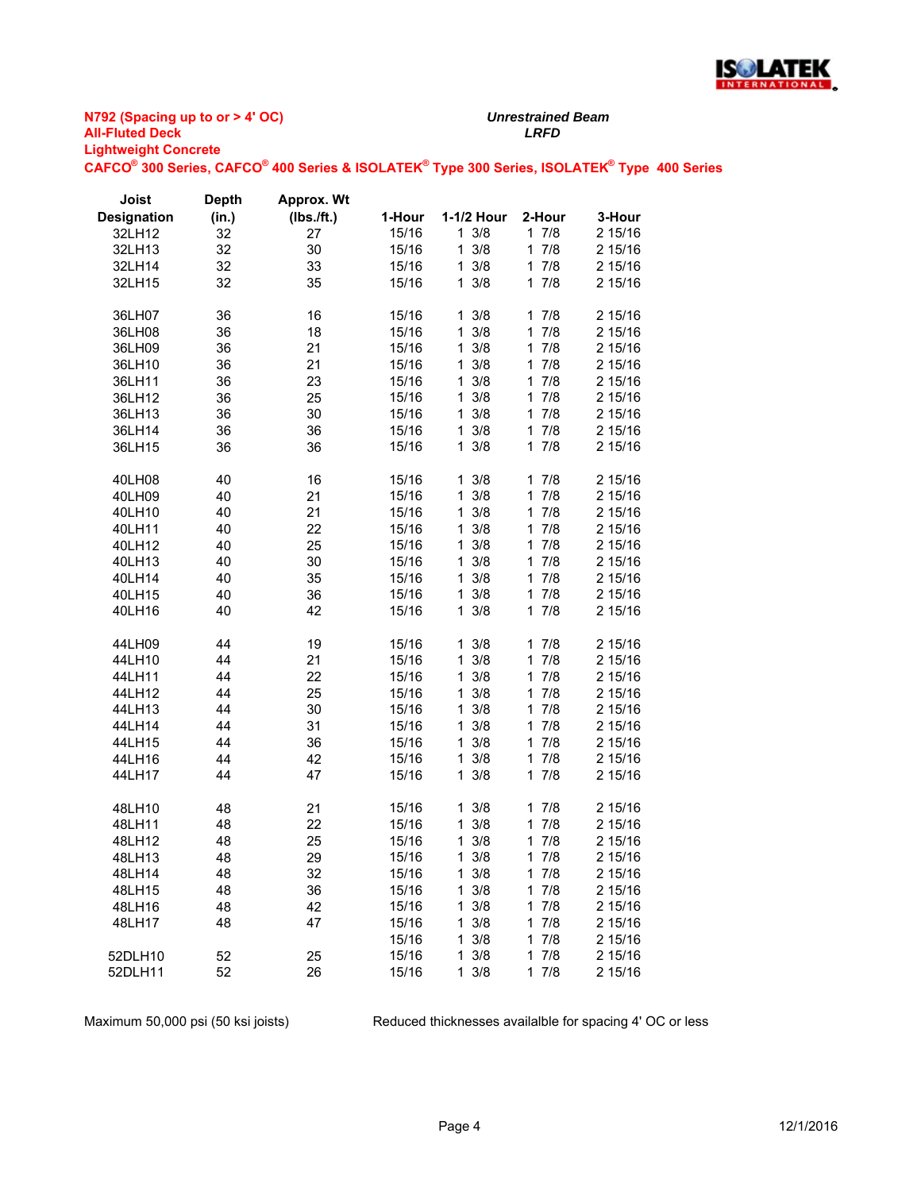**N792 (Spacing up to or > 4' OC)**
**All-Fluted Deck**
**Lightweight Concrete**
**CAFCO® 300 Series, CAFCO® 400 Series & ISOLATEK® Type 300 Series, ISOLATEK® Type 400 Series**

***Unrestrained Beam***
***LRFD***

| Joist Designation | Depth (in.) | Approx. Wt (lbs./ft.) | 1-Hour | 1-1/2 Hour | 2-Hour | 3-Hour |
|---|---|---|---|---|---|---|
| 32LH12 | 32 | 27 | 15/16 | 1 3/8 | 1 7/8 | 2 15/16 |
| 32LH13 | 32 | 30 | 15/16 | 1 3/8 | 1 7/8 | 2 15/16 |
| 32LH14 | 32 | 33 | 15/16 | 1 3/8 | 1 7/8 | 2 15/16 |
| 32LH15 | 32 | 35 | 15/16 | 1 3/8 | 1 7/8 | 2 15/16 |
| | | | | | | |
| 36LH07 | 36 | 16 | 15/16 | 1 3/8 | 1 7/8 | 2 15/16 |
| 36LH08 | 36 | 18 | 15/16 | 1 3/8 | 1 7/8 | 2 15/16 |
| 36LH09 | 36 | 21 | 15/16 | 1 3/8 | 1 7/8 | 2 15/16 |
| 36LH10 | 36 | 21 | 15/16 | 1 3/8 | 1 7/8 | 2 15/16 |
| 36LH11 | 36 | 23 | 15/16 | 1 3/8 | 1 7/8 | 2 15/16 |
| 36LH12 | 36 | 25 | 15/16 | 1 3/8 | 1 7/8 | 2 15/16 |
| 36LH13 | 36 | 30 | 15/16 | 1 3/8 | 1 7/8 | 2 15/16 |
| 36LH14 | 36 | 36 | 15/16 | 1 3/8 | 1 7/8 | 2 15/16 |
| 36LH15 | 36 | 36 | 15/16 | 1 3/8 | 1 7/8 | 2 15/16 |
| | | | | | | |
| 40LH08 | 40 | 16 | 15/16 | 1 3/8 | 1 7/8 | 2 15/16 |
| 40LH09 | 40 | 21 | 15/16 | 1 3/8 | 1 7/8 | 2 15/16 |
| 40LH10 | 40 | 21 | 15/16 | 1 3/8 | 1 7/8 | 2 15/16 |
| 40LH11 | 40 | 22 | 15/16 | 1 3/8 | 1 7/8 | 2 15/16 |
| 40LH12 | 40 | 25 | 15/16 | 1 3/8 | 1 7/8 | 2 15/16 |
| 40LH13 | 40 | 30 | 15/16 | 1 3/8 | 1 7/8 | 2 15/16 |
| 40LH14 | 40 | 35 | 15/16 | 1 3/8 | 1 7/8 | 2 15/16 |
| 40LH15 | 40 | 36 | 15/16 | 1 3/8 | 1 7/8 | 2 15/16 |
| 40LH16 | 40 | 42 | 15/16 | 1 3/8 | 1 7/8 | 2 15/16 |
| | | | | | | |
| 44LH09 | 44 | 19 | 15/16 | 1 3/8 | 1 7/8 | 2 15/16 |
| 44LH10 | 44 | 21 | 15/16 | 1 3/8 | 1 7/8 | 2 15/16 |
| 44LH11 | 44 | 22 | 15/16 | 1 3/8 | 1 7/8 | 2 15/16 |
| 44LH12 | 44 | 25 | 15/16 | 1 3/8 | 1 7/8 | 2 15/16 |
| 44LH13 | 44 | 30 | 15/16 | 1 3/8 | 1 7/8 | 2 15/16 |
| 44LH14 | 44 | 31 | 15/16 | 1 3/8 | 1 7/8 | 2 15/16 |
| 44LH15 | 44 | 36 | 15/16 | 1 3/8 | 1 7/8 | 2 15/16 |
| 44LH16 | 44 | 42 | 15/16 | 1 3/8 | 1 7/8 | 2 15/16 |
| 44LH17 | 44 | 47 | 15/16 | 1 3/8 | 1 7/8 | 2 15/16 |
| | | | | | | |
| 48LH10 | 48 | 21 | 15/16 | 1 3/8 | 1 7/8 | 2 15/16 |
| 48LH11 | 48 | 22 | 15/16 | 1 3/8 | 1 7/8 | 2 15/16 |
| 48LH12 | 48 | 25 | 15/16 | 1 3/8 | 1 7/8 | 2 15/16 |
| 48LH13 | 48 | 29 | 15/16 | 1 3/8 | 1 7/8 | 2 15/16 |
| 48LH14 | 48 | 32 | 15/16 | 1 3/8 | 1 7/8 | 2 15/16 |
| 48LH15 | 48 | 36 | 15/16 | 1 3/8 | 1 7/8 | 2 15/16 |
| 48LH16 | 48 | 42 | 15/16 | 1 3/8 | 1 7/8 | 2 15/16 |
| 48LH17 | 48 | 47 | 15/16 | 1 3/8 | 1 7/8 | 2 15/16 |
| | | | 15/16 | 1 3/8 | 1 7/8 | 2 15/16 |
| 52DLH10 | 52 | 25 | 15/16 | 1 3/8 | 1 7/8 | 2 15/16 |
| 52DLH11 | 52 | 26 | 15/16 | 1 3/8 | 1 7/8 | 2 15/16 |

Maximum 50,000 psi (50 ksi joists)

Reduced thicknesses availalble for spacing 4' OC or less

12/1/2016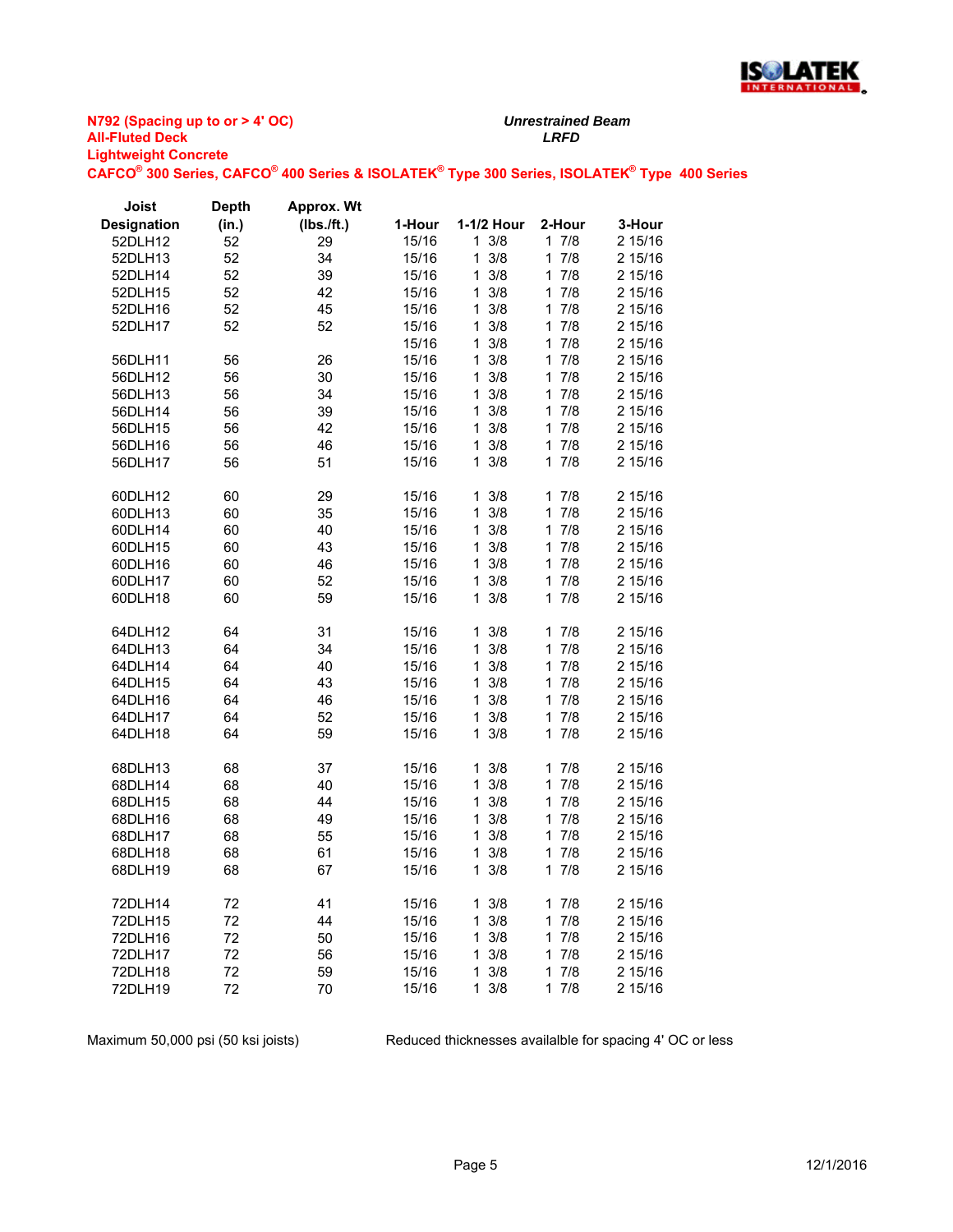**N792 (Spacing up to or > 4' OC)**
**All-Fluted Deck**
**Lightweight Concrete**
**CAFCO® 300 Series, CAFCO® 400 Series & ISOLATEK® Type 300 Series, ISOLATEK® Type 400 Series**

***Unrestrained Beam***
***LRFD***

| Joist Designation | Depth (in.) | Approx. Wt (lbs./ft.) | 1-Hour | 1-1/2 Hour | 2-Hour | 3-Hour |
|---|---|---|---|---|---|---|
| 52DLH12 | 52 | 29 | 15/16 | 1 3/8 | 1 7/8 | 2 15/16 |
| 52DLH13 | 52 | 34 | 15/16 | 1 3/8 | 1 7/8 | 2 15/16 |
| 52DLH14 | 52 | 39 | 15/16 | 1 3/8 | 1 7/8 | 2 15/16 |
| 52DLH15 | 52 | 42 | 15/16 | 1 3/8 | 1 7/8 | 2 15/16 |
| 52DLH16 | 52 | 45 | 15/16 | 1 3/8 | 1 7/8 | 2 15/16 |
| 52DLH17 | 52 | 52 | 15/16 | 1 3/8 | 1 7/8 | 2 15/16 |
| | | | 15/16 | 1 3/8 | 1 7/8 | 2 15/16 |
| 56DLH11 | 56 | 26 | 15/16 | 1 3/8 | 1 7/8 | 2 15/16 |
| 56DLH12 | 56 | 30 | 15/16 | 1 3/8 | 1 7/8 | 2 15/16 |
| 56DLH13 | 56 | 34 | 15/16 | 1 3/8 | 1 7/8 | 2 15/16 |
| 56DLH14 | 56 | 39 | 15/16 | 1 3/8 | 1 7/8 | 2 15/16 |
| 56DLH15 | 56 | 42 | 15/16 | 1 3/8 | 1 7/8 | 2 15/16 |
| 56DLH16 | 56 | 46 | 15/16 | 1 3/8 | 1 7/8 | 2 15/16 |
| 56DLH17 | 56 | 51 | 15/16 | 1 3/8 | 1 7/8 | 2 15/16 |
| 60DLH12 | 60 | 29 | 15/16 | 1 3/8 | 1 7/8 | 2 15/16 |
| 60DLH13 | 60 | 35 | 15/16 | 1 3/8 | 1 7/8 | 2 15/16 |
| 60DLH14 | 60 | 40 | 15/16 | 1 3/8 | 1 7/8 | 2 15/16 |
| 60DLH15 | 60 | 43 | 15/16 | 1 3/8 | 1 7/8 | 2 15/16 |
| 60DLH16 | 60 | 46 | 15/16 | 1 3/8 | 1 7/8 | 2 15/16 |
| 60DLH17 | 60 | 52 | 15/16 | 1 3/8 | 1 7/8 | 2 15/16 |
| 60DLH18 | 60 | 59 | 15/16 | 1 3/8 | 1 7/8 | 2 15/16 |
| 64DLH12 | 64 | 31 | 15/16 | 1 3/8 | 1 7/8 | 2 15/16 |
| 64DLH13 | 64 | 34 | 15/16 | 1 3/8 | 1 7/8 | 2 15/16 |
| 64DLH14 | 64 | 40 | 15/16 | 1 3/8 | 1 7/8 | 2 15/16 |
| 64DLH15 | 64 | 43 | 15/16 | 1 3/8 | 1 7/8 | 2 15/16 |
| 64DLH16 | 64 | 46 | 15/16 | 1 3/8 | 1 7/8 | 2 15/16 |
| 64DLH17 | 64 | 52 | 15/16 | 1 3/8 | 1 7/8 | 2 15/16 |
| 64DLH18 | 64 | 59 | 15/16 | 1 3/8 | 1 7/8 | 2 15/16 |
| 68DLH13 | 68 | 37 | 15/16 | 1 3/8 | 1 7/8 | 2 15/16 |
| 68DLH14 | 68 | 40 | 15/16 | 1 3/8 | 1 7/8 | 2 15/16 |
| 68DLH15 | 68 | 44 | 15/16 | 1 3/8 | 1 7/8 | 2 15/16 |
| 68DLH16 | 68 | 49 | 15/16 | 1 3/8 | 1 7/8 | 2 15/16 |
| 68DLH17 | 68 | 55 | 15/16 | 1 3/8 | 1 7/8 | 2 15/16 |
| 68DLH18 | 68 | 61 | 15/16 | 1 3/8 | 1 7/8 | 2 15/16 |
| 68DLH19 | 68 | 67 | 15/16 | 1 3/8 | 1 7/8 | 2 15/16 |
| 72DLH14 | 72 | 41 | 15/16 | 1 3/8 | 1 7/8 | 2 15/16 |
| 72DLH15 | 72 | 44 | 15/16 | 1 3/8 | 1 7/8 | 2 15/16 |
| 72DLH16 | 72 | 50 | 15/16 | 1 3/8 | 1 7/8 | 2 15/16 |
| 72DLH17 | 72 | 56 | 15/16 | 1 3/8 | 1 7/8 | 2 15/16 |
| 72DLH18 | 72 | 59 | 15/16 | 1 3/8 | 1 7/8 | 2 15/16 |
| 72DLH19 | 72 | 70 | 15/16 | 1 3/8 | 1 7/8 | 2 15/16 |

Maximum 50,000 psi (50 ksi joists)

Reduced thicknesses availalble for spacing 4' OC or less

12/1/2016